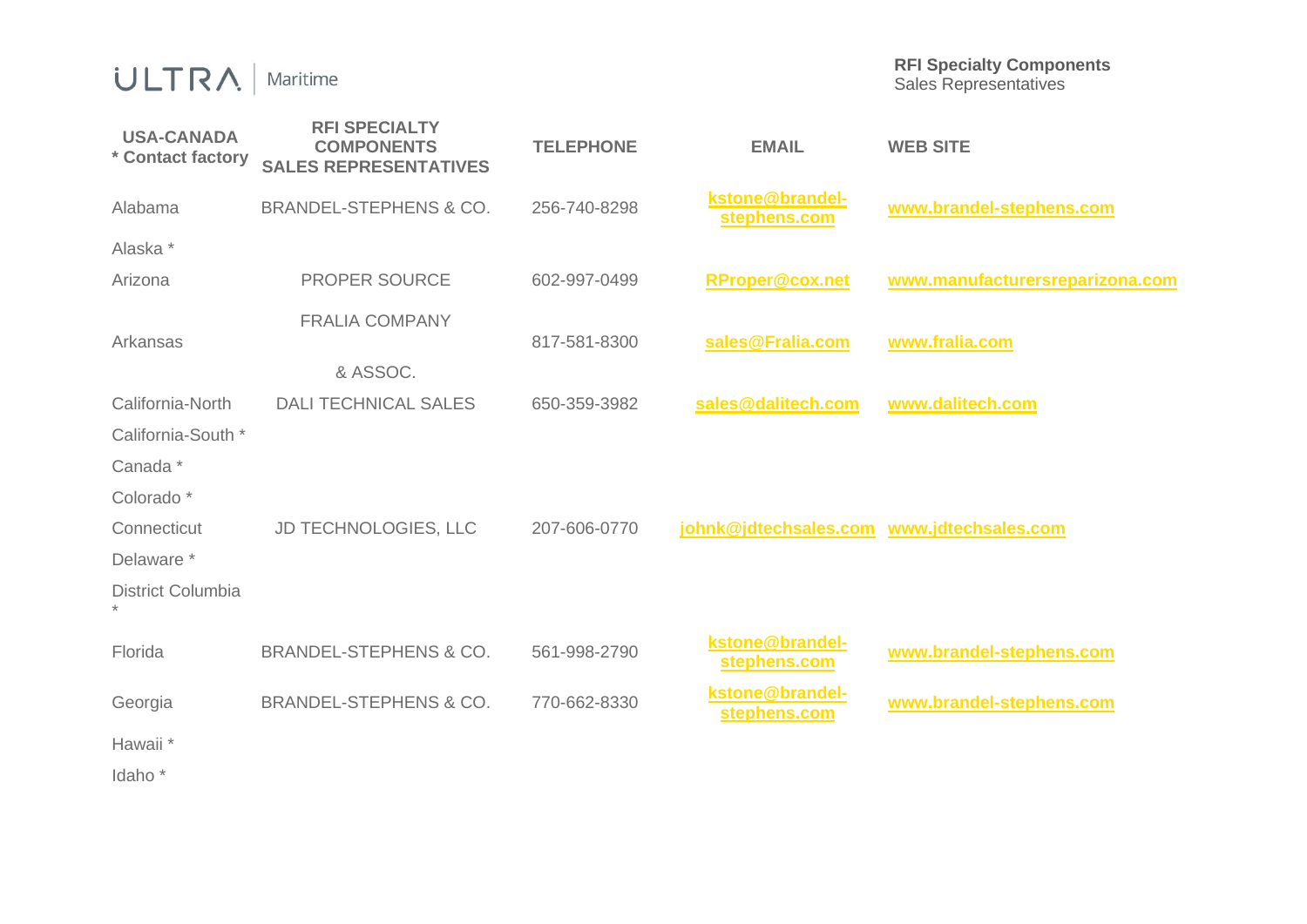ULTRA | Maritime

**RFI Specialty Components**
Sales Representatives

| USA-CANADA<br>* Contact factory | RFI SPECIALTY COMPONENTS SALES REPRESENTATIVES | TELEPHONE | EMAIL | WEB SITE |
|---|---|---|---|---|
| Alabama | BRANDEL-STEPHENS & CO. | 256-740-8298 | kstone@brandel-stephens.com | www.brandel-stephens.com |
| Alaska * | | | | |
| Arizona | PROPER SOURCE | 602-997-0499 | RProper@cox.net | www.manufacturersreparizona.com |
| Arkansas | FRALIA COMPANY & ASSOC. | 817-581-8300 | sales@Fralia.com | www.fralia.com |
| California-North | DALI TECHNICAL SALES | 650-359-3982 | sales@dalitech.com | www.dalitech.com |
| California-South * | | | | |
| Canada * | | | | |
| Colorado * | | | | |
| Connecticut | JD TECHNOLOGIES, LLC | 207-606-0770 | johnk@jdtechsales.com | www.jdtechsales.com |
| Delaware * | | | | |
| District Columbia * | | | | |
| Florida | BRANDEL-STEPHENS & CO. | 561-998-2790 | kstone@brandel-stephens.com | www.brandel-stephens.com |
| Georgia | BRANDEL-STEPHENS & CO. | 770-662-8330 | kstone@brandel-stephens.com | www.brandel-stephens.com |
| Hawaii * | | | | |
| Idaho * | | | | |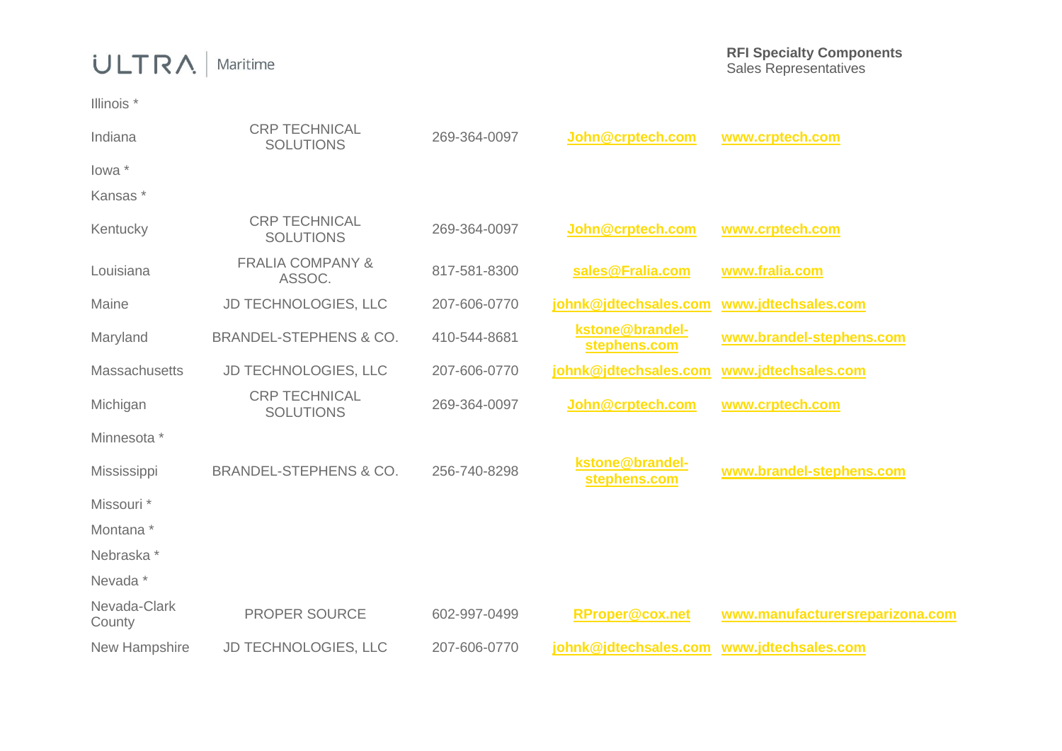| | | | | |
|---|---|---|---|---|
| Illinois * | | | | |
| Indiana | CRP TECHNICAL SOLUTIONS | 269-364-0097 | John@crptech.com | www.crptech.com |
| Iowa * | | | | |
| Kansas * | | | | |
| Kentucky | CRP TECHNICAL SOLUTIONS | 269-364-0097 | John@crptech.com | www.crptech.com |
| Louisiana | FRALIA COMPANY & ASSOC. | 817-581-8300 | sales@Fralia.com | www.fralia.com |
| Maine | JD TECHNOLOGIES, LLC | 207-606-0770 | johnk@jdtechsales.com | www.jdtechsales.com |
| Maryland | BRANDEL-STEPHENS & CO. | 410-544-8681 | kstone@brandel-stephens.com | www.brandel-stephens.com |
| Massachusetts | JD TECHNOLOGIES, LLC | 207-606-0770 | johnk@jdtechsales.com | www.jdtechsales.com |
| Michigan | CRP TECHNICAL SOLUTIONS | 269-364-0097 | John@crptech.com | www.crptech.com |
| Minnesota * | | | | |
| Mississippi | BRANDEL-STEPHENS & CO. | 256-740-8298 | kstone@brandel-stephens.com | www.brandel-stephens.com |
| Missouri * | | | | |
| Montana * | | | | |
| Nebraska * | | | | |
| Nevada * | | | | |
| Nevada-Clark County | PROPER SOURCE | 602-997-0499 | RProper@cox.net | www.manufacturersreparizona.com |
| New Hampshire | JD TECHNOLOGIES, LLC | 207-606-0770 | johnk@jdtechsales.com | www.jdtechsales.com |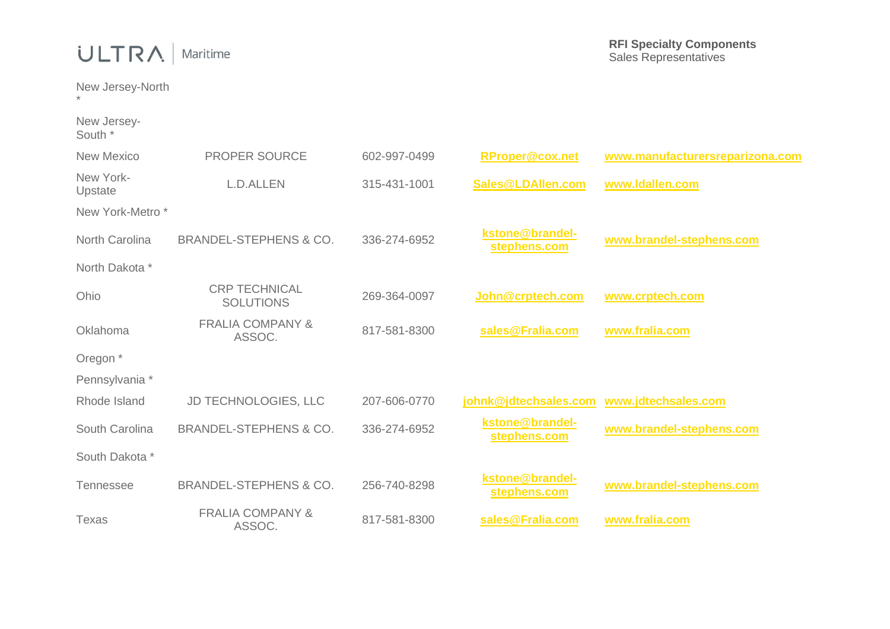ULTRA | Maritime

**RFI Specialty Components**
Sales Representatives

| State | Representative | Phone | Email | Website |
|---|---|---|---|---|
| New Jersey-North * | | | | |
| New Jersey-South * | | | | |
| New Mexico | PROPER SOURCE | 602-997-0499 | RProper@cox.net | www.manufacturersreparizona.com |
| New York-Upstate | L.D.ALLEN | 315-431-1001 | Sales@LDAllen.com | www.ldallen.com |
| New York-Metro * | | | | |
| North Carolina | BRANDEL-STEPHENS & CO. | 336-274-6952 | kstone@brandel-stephens.com | www.brandel-stephens.com |
| North Dakota * | | | | |
| Ohio | CRP TECHNICAL SOLUTIONS | 269-364-0097 | John@crptech.com | www.crptech.com |
| Oklahoma | FRALIA COMPANY & ASSOC. | 817-581-8300 | sales@Fralia.com | www.fralia.com |
| Oregon * | | | | |
| Pennsylvania * | | | | |
| Rhode Island | JD TECHNOLOGIES, LLC | 207-606-0770 | johnk@jdtechsales.com | www.jdtechsales.com |
| South Carolina | BRANDEL-STEPHENS & CO. | 336-274-6952 | kstone@brandel-stephens.com | www.brandel-stephens.com |
| South Dakota * | | | | |
| Tennessee | BRANDEL-STEPHENS & CO. | 256-740-8298 | kstone@brandel-stephens.com | www.brandel-stephens.com |
| Texas | FRALIA COMPANY & ASSOC. | 817-581-8300 | sales@Fralia.com | www.fralia.com |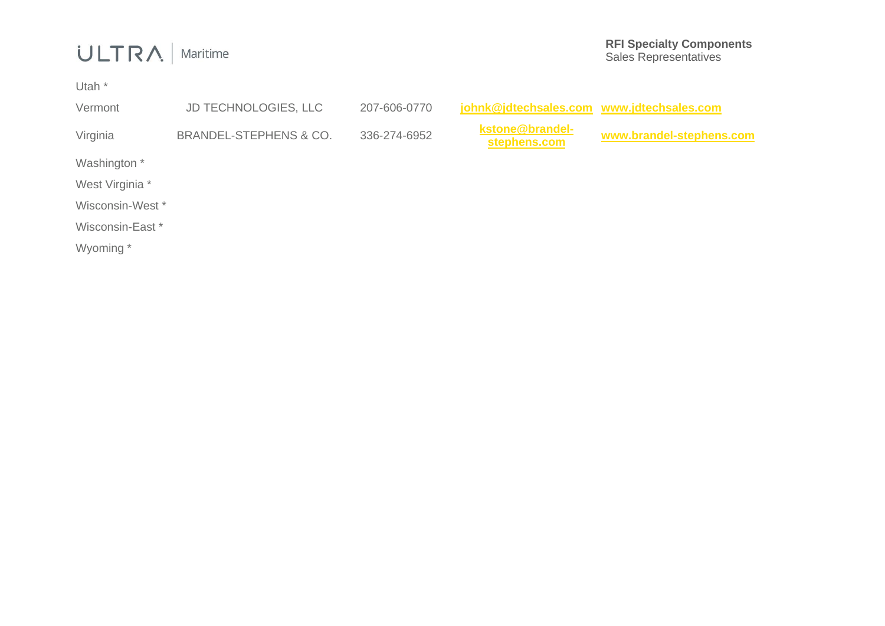| | | | | |
|---|---|---|---|---|
| Utah * | | | | |
| Vermont | JD TECHNOLOGIES, LLC | 207-606-0770 | johnk@jdtechsales.com | www.jdtechsales.com |
| Virginia | BRANDEL-STEPHENS & CO. | 336-274-6952 | kstone@brandel-stephens.com | www.brandel-stephens.com |
| Washington * | | | | |
| West Virginia * | | | | |
| Wisconsin-West * | | | | |
| Wisconsin-East * | | | | |
| Wyoming * | | | | |